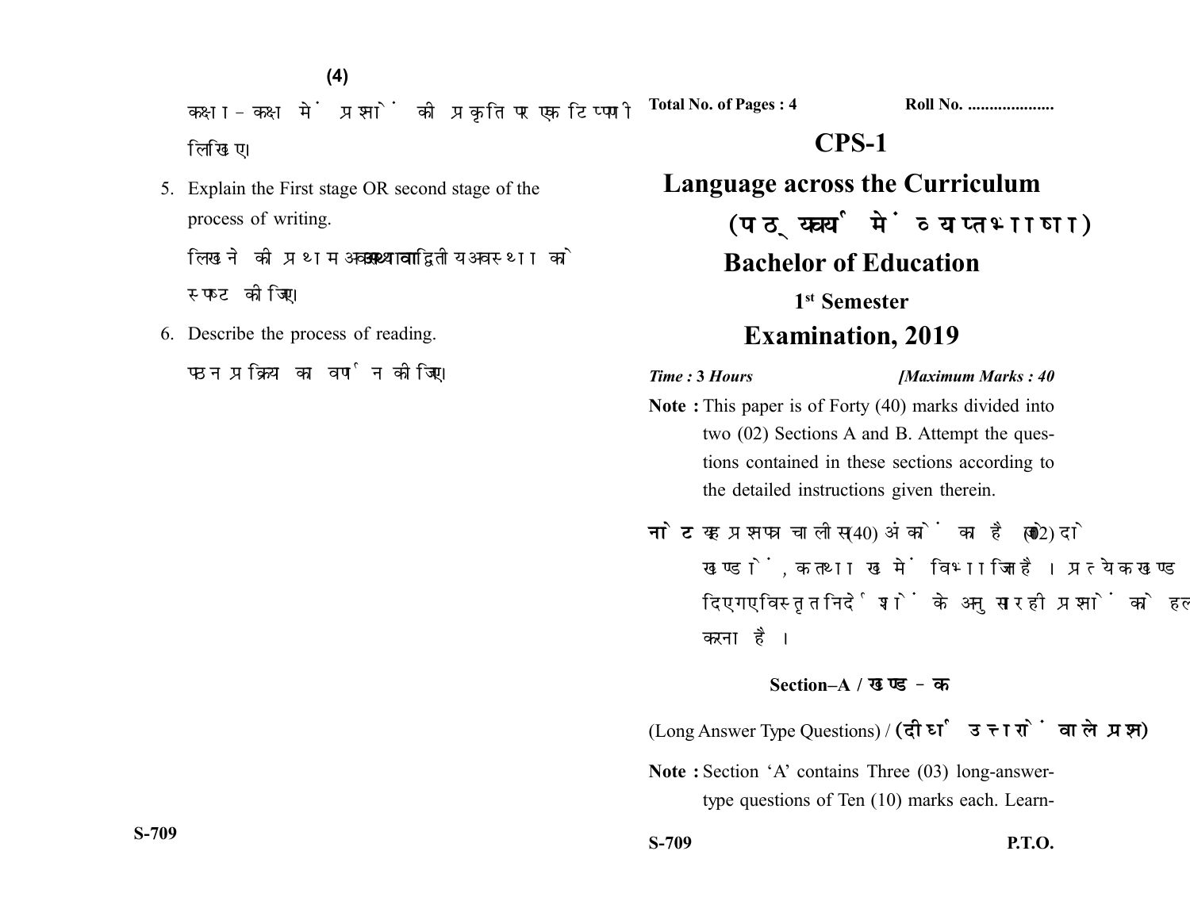कक्षा-कक्ष में प्रश्नों की प्रकृति पर एक टिप्पणी लिखिए।

5. Explain the First stage OR second stage of the process of writing.

   लिखने की प्रथम अवस्था अथवा द्वितीय अवस्था को स्पष्ट कीजिए।

6. Describe the process of reading.

   पठन प्रक्रिया का वर्णन कीजिए।

Total No. of Pages : 4 Roll No. ....................

# CPS-1

# Language across the Curriculum

# (पाठ्यक्रम में व्याप्त भाषा)

## Bachelor of Education

### 1st Semester

## Examination, 2019

*Time : 3 Hours* *[Maximum Marks : 40*

**Note :** This paper is of Forty (40) marks divided into two (02) Sections A and B. Attempt the questions contained in these sections according to the detailed instructions given therein.

**नोट :** यह प्रश्नपत्र चालीस (40) अंकों का है जो दो (02) खण्डों, क तथा ख में विभाजित है। प्रत्येक खण्ड में दिए गए विस्तृत निर्देशों के अनुसार ही प्रश्नों को हल करना है।

### Section–A / खण्ड–क

(Long Answer Type Questions) / **(दीर्घ उत्तरों वाले प्रश्न)**

**Note :** Section 'A' contains Three (03) long-answer-type questions of Ten (10) marks each. Learn-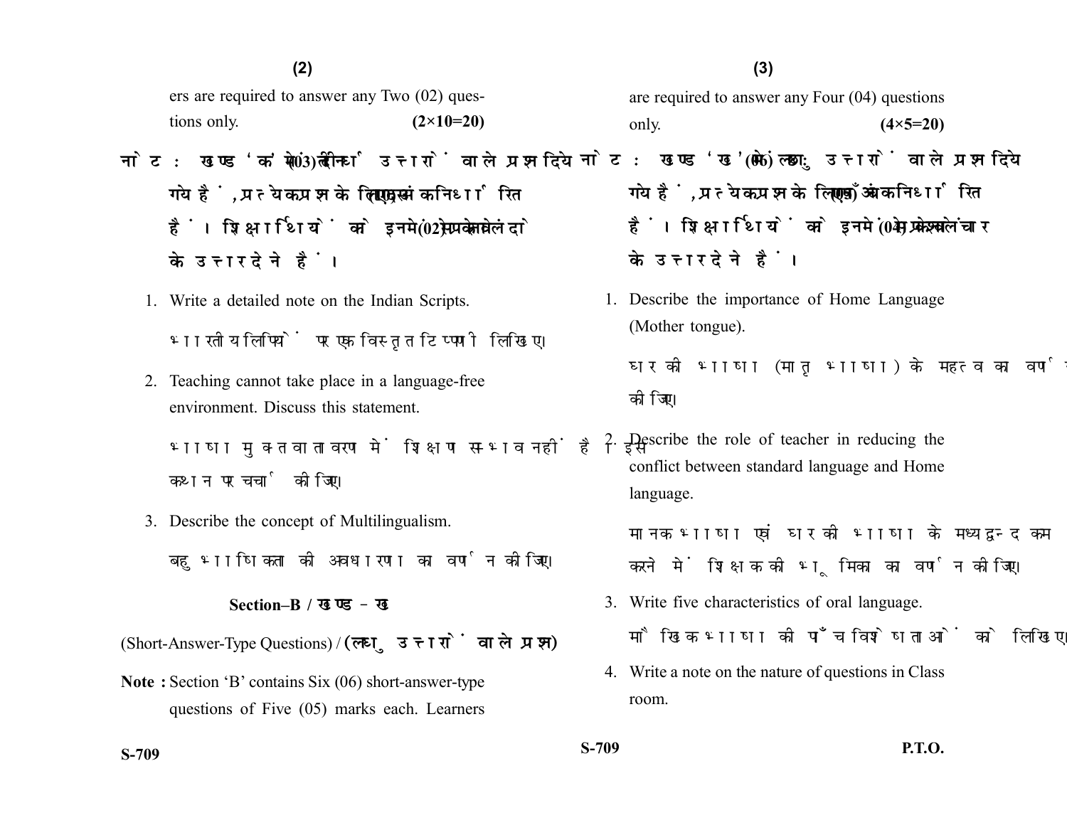ers are required to answer any Two (02) questions only. **(2×10=20)**

**नोट :** खण्ड 'क' में तीन (03) दीर्घ उत्तरों वाले प्रश्न दिये गये हैं, प्रत्येक प्रश्न के लिए दस (10) अंक निर्धारित हैं। शिक्षार्थियों को इनमें से केवल दो (02) प्रश्नों के उत्तर देने हैं।

1. Write a detailed note on the Indian Scripts.

   भारतीय लिपियों पर एक विस्तृत टिप्पणी लिखिए।

2. Teaching cannot take place in a language-free environment. Discuss this statement.

   भाषा मुक्त वातावरण में शिक्षण सम्भव नहीं है। इस कथन पर चर्चा कीजिए।

3. Describe the concept of Multilingualism.

   बहुभाषिकता की अवधारणा का वर्णन कीजिए।

## Section–B / खण्ड–ख

(Short-Answer-Type Questions) / **(लघु उत्तरों वाले प्रश्न)**

**Note :** Section 'B' contains Six (06) short-answer-type questions of Five (05) marks each. Learners are required to answer any Four (04) questions only. **(4×5=20)**

**नोट :** खण्ड 'ख' में छः (06) लघु उत्तरों वाले प्रश्न दिये गये हैं, प्रत्येक प्रश्न के लिए पाँच (05) अंक निर्धारित हैं। शिक्षार्थियों को इनमें से केवल चार (04) प्रश्नों के उत्तर देने हैं।

1. Describe the importance of Home Language (Mother tongue).

   घर की भाषा (मातृ भाषा) के महत्व का वर्णन कीजिए।

2. Describe the role of teacher in reducing the conflict between standard language and Home language.

   मानक भाषा एवं घर की भाषा के मध्य द्वन्द कम करने में शिक्षक की भूमिका का वर्णन कीजिए।

3. Write five characteristics of oral language.

   मौखिक भाषा की पाँच विशेषताओं को लिखिए।

4. Write a note on the nature of questions in Class room.